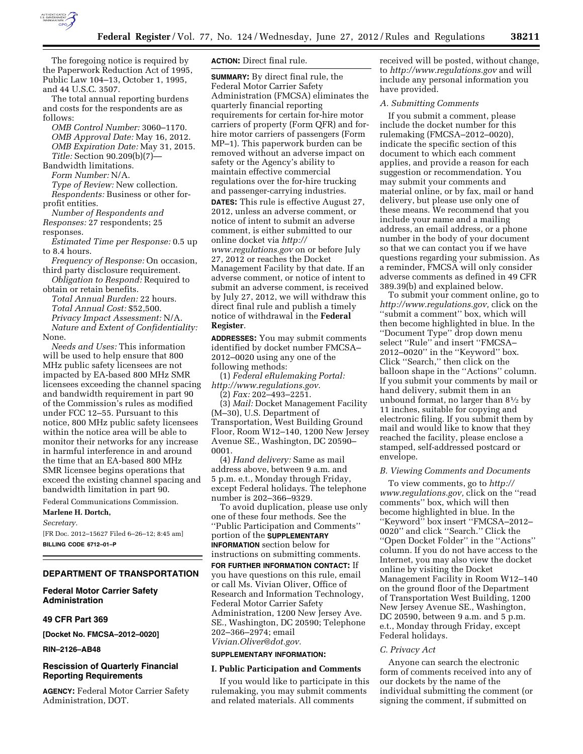The foregoing notice is required by the Paperwork Reduction Act of 1995, Public Law 104–13, October 1, 1995, and 44 U.S.C. 3507.

The total annual reporting burdens and costs for the respondents are as follows:

*OMB Control Number:* 3060–1170.

*OMB Approval Date:* May 16, 2012.

*OMB Expiration Date:* May 31, 2015.

*Title:* Section 90.209(b)(7)—Bandwidth limitations.

*Form Number:* N/A.

*Type of Review:* New collection.

*Respondents:* Business or other for-profit entities.

*Number of Respondents and Responses:* 27 respondents; 25 responses.

*Estimated Time per Response:* 0.5 up to 8.4 hours.

*Frequency of Response:* On occasion, third party disclosure requirement.

*Obligation to Respond:* Required to obtain or retain benefits.

*Total Annual Burden:* 22 hours.

*Total Annual Cost:* $52,500.

*Privacy Impact Assessment:* N/A.

*Nature and Extent of Confidentiality:* None.

*Needs and Uses:* This information will be used to help ensure that 800 MHz public safety licensees are not impacted by EA-based 800 MHz SMR licensees exceeding the channel spacing and bandwidth requirement in part 90 of the Commission's rules as modified under FCC 12–55. Pursuant to this notice, 800 MHz public safety licensees within the notice area will be able to monitor their networks for any increase in harmful interference in and around the time that an EA-based 800 MHz SMR licensee begins operations that exceed the existing channel spacing and bandwidth limitation in part 90.

Federal Communications Commission.

**Marlene H. Dortch,**

*Secretary.*

[FR Doc. 2012–15627 Filed 6–26–12; 8:45 am]

**BILLING CODE 6712–01–P**

---

## DEPARTMENT OF TRANSPORTATION

### Federal Motor Carrier Safety Administration

### 49 CFR Part 369

**[Docket No. FMCSA–2012–0020]**

**RIN–2126–AB48**

### Rescission of Quarterly Financial Reporting Requirements

**AGENCY:** Federal Motor Carrier Safety Administration, DOT.

**ACTION:** Direct final rule.

**SUMMARY:** By direct final rule, the Federal Motor Carrier Safety Administration (FMCSA) eliminates the quarterly financial reporting requirements for certain for-hire motor carriers of property (Form QFR) and for-hire motor carriers of passengers (Form MP–1). This paperwork burden can be removed without an adverse impact on safety or the Agency's ability to maintain effective commercial regulations over the for-hire trucking and passenger-carrying industries.

**DATES:** This rule is effective August 27, 2012, unless an adverse comment, or notice of intent to submit an adverse comment, is either submitted to our online docket via *http://www.regulations.gov* on or before July 27, 2012 or reaches the Docket Management Facility by that date. If an adverse comment, or notice of intent to submit an adverse comment, is received by July 27, 2012, we will withdraw this direct final rule and publish a timely notice of withdrawal in the **Federal Register**.

**ADDRESSES:** You may submit comments identified by docket number FMCSA–2012–0020 using any one of the following methods:

(1) *Federal eRulemaking Portal: http://www.regulations.gov.*

(2) *Fax:* 202–493–2251.

(3) *Mail:* Docket Management Facility (M–30), U.S. Department of Transportation, West Building Ground Floor, Room W12–140, 1200 New Jersey Avenue SE., Washington, DC 20590–0001.

(4) *Hand delivery:* Same as mail address above, between 9 a.m. and 5 p.m. e.t., Monday through Friday, except Federal holidays. The telephone number is 202–366–9329.

To avoid duplication, please use only one of these four methods. See the "Public Participation and Comments" portion of the **SUPPLEMENTARY INFORMATION** section below for instructions on submitting comments.

**FOR FURTHER INFORMATION CONTACT:** If you have questions on this rule, email or call Ms. Vivian Oliver, Office of Research and Information Technology, Federal Motor Carrier Safety Administration, 1200 New Jersey Ave. SE., Washington, DC 20590; Telephone 202–366–2974; email *Vivian.Oliver@dot.gov.*

**SUPPLEMENTARY INFORMATION:**

#### I. Public Participation and Comments

If you would like to participate in this rulemaking, you may submit comments and related materials. All comments received will be posted, without change, to *http://www.regulations.gov* and will include any personal information you have provided.

*A. Submitting Comments*

If you submit a comment, please include the docket number for this rulemaking (FMCSA–2012–0020), indicate the specific section of this document to which each comment applies, and provide a reason for each suggestion or recommendation. You may submit your comments and material online, or by fax, mail or hand delivery, but please use only one of these means. We recommend that you include your name and a mailing address, an email address, or a phone number in the body of your document so that we can contact you if we have questions regarding your submission. As a reminder, FMCSA will only consider adverse comments as defined in 49 CFR 389.39(b) and explained below.

To submit your comment online, go to *http://www.regulations.gov,* click on the "submit a comment" box, which will then become highlighted in blue. In the "Document Type" drop down menu select "Rule" and insert "FMCSA–2012–0020" in the "Keyword" box. Click "Search," then click on the balloon shape in the "Actions" column. If you submit your comments by mail or hand delivery, submit them in an unbound format, no larger than 8½ by 11 inches, suitable for copying and electronic filing. If you submit them by mail and would like to know that they reached the facility, please enclose a stamped, self-addressed postcard or envelope.

*B. Viewing Comments and Documents*

To view comments, go to *http://www.regulations.gov,* click on the "read comments" box, which will then become highlighted in blue. In the "Keyword" box insert "FMCSA–2012–0020" and click "Search." Click the "Open Docket Folder" in the "Actions" column. If you do not have access to the Internet, you may also view the docket online by visiting the Docket Management Facility in Room W12–140 on the ground floor of the Department of Transportation West Building, 1200 New Jersey Avenue SE., Washington, DC 20590, between 9 a.m. and 5 p.m. e.t., Monday through Friday, except Federal holidays.

*C. Privacy Act*

Anyone can search the electronic form of comments received into any of our dockets by the name of the individual submitting the comment (or signing the comment, if submitted on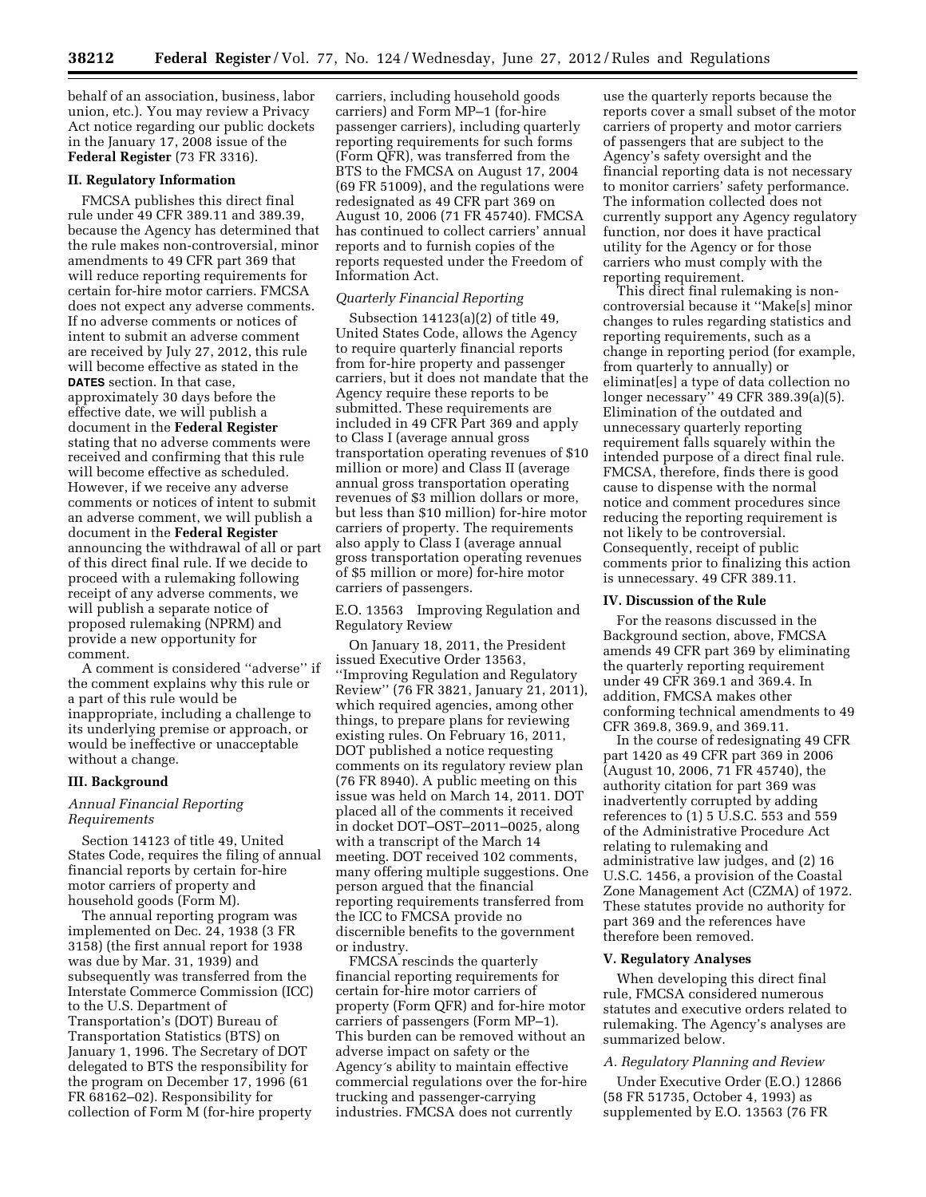behalf of an association, business, labor union, etc.). You may review a Privacy Act notice regarding our public dockets in the January 17, 2008 issue of the **Federal Register** (73 FR 3316).

## II. Regulatory Information

FMCSA publishes this direct final rule under 49 CFR 389.11 and 389.39, because the Agency has determined that the rule makes non-controversial, minor amendments to 49 CFR part 369 that will reduce reporting requirements for certain for-hire motor carriers. FMCSA does not expect any adverse comments. If no adverse comments or notices of intent to submit an adverse comment are received by July 27, 2012, this rule will become effective as stated in the **DATES** section. In that case, approximately 30 days before the effective date, we will publish a document in the **Federal Register** stating that no adverse comments were received and confirming that this rule will become effective as scheduled. However, if we receive any adverse comments or notices of intent to submit an adverse comment, we will publish a document in the **Federal Register** announcing the withdrawal of all or part of this direct final rule. If we decide to proceed with a rulemaking following receipt of any adverse comments, we will publish a separate notice of proposed rulemaking (NPRM) and provide a new opportunity for comment.

A comment is considered ''adverse'' if the comment explains why this rule or a part of this rule would be inappropriate, including a challenge to its underlying premise or approach, or would be ineffective or unacceptable without a change.

## III. Background

### *Annual Financial Reporting Requirements*

Section 14123 of title 49, United States Code, requires the filing of annual financial reports by certain for-hire motor carriers of property and household goods (Form M).

The annual reporting program was implemented on Dec. 24, 1938 (3 FR 3158) (the first annual report for 1938 was due by Mar. 31, 1939) and subsequently was transferred from the Interstate Commerce Commission (ICC) to the U.S. Department of Transportation's (DOT) Bureau of Transportation Statistics (BTS) on January 1, 1996. The Secretary of DOT delegated to BTS the responsibility for the program on December 17, 1996 (61 FR 68162–02). Responsibility for collection of Form M (for-hire property carriers, including household goods carriers) and Form MP–1 (for-hire passenger carriers), including quarterly reporting requirements for such forms (Form QFR), was transferred from the BTS to the FMCSA on August 17, 2004 (69 FR 51009), and the regulations were redesignated as 49 CFR part 369 on August 10, 2006 (71 FR 45740). FMCSA has continued to collect carriers' annual reports and to furnish copies of the reports requested under the Freedom of Information Act.

### *Quarterly Financial Reporting*

Subsection 14123(a)(2) of title 49, United States Code, allows the Agency to require quarterly financial reports from for-hire property and passenger carriers, but it does not mandate that the Agency require these reports to be submitted. These requirements are included in 49 CFR Part 369 and apply to Class I (average annual gross transportation operating revenues of $10 million or more) and Class II (average annual gross transportation operating revenues of $3 million dollars or more, but less than $10 million) for-hire motor carriers of property. The requirements also apply to Class I (average annual gross transportation operating revenues of $5 million or more) for-hire motor carriers of passengers.

### E.O. 13563 Improving Regulation and Regulatory Review

On January 18, 2011, the President issued Executive Order 13563, ''Improving Regulation and Regulatory Review'' (76 FR 3821, January 21, 2011), which required agencies, among other things, to prepare plans for reviewing existing rules. On February 16, 2011, DOT published a notice requesting comments on its regulatory review plan (76 FR 8940). A public meeting on this issue was held on March 14, 2011. DOT placed all of the comments it received in docket DOT–OST–2011–0025, along with a transcript of the March 14 meeting. DOT received 102 comments, many offering multiple suggestions. One person argued that the financial reporting requirements transferred from the ICC to FMCSA provide no discernible benefits to the government or industry.

FMCSA rescinds the quarterly financial reporting requirements for certain for-hire motor carriers of property (Form QFR) and for-hire motor carriers of passengers (Form MP–1). This burden can be removed without an adverse impact on safety or the Agency's ability to maintain effective commercial regulations over the for-hire trucking and passenger-carrying industries. FMCSA does not currently use the quarterly reports because the reports cover a small subset of the motor carriers of property and motor carriers of passengers that are subject to the Agency's safety oversight and the financial reporting data is not necessary to monitor carriers' safety performance. The information collected does not currently support any Agency regulatory function, nor does it have practical utility for the Agency or for those carriers who must comply with the reporting requirement.

This direct final rulemaking is non-controversial because it ''Make[s] minor changes to rules regarding statistics and reporting requirements, such as a change in reporting period (for example, from quarterly to annually) or eliminat[es] a type of data collection no longer necessary'' 49 CFR 389.39(a)(5). Elimination of the outdated and unnecessary quarterly reporting requirement falls squarely within the intended purpose of a direct final rule. FMCSA, therefore, finds there is good cause to dispense with the normal notice and comment procedures since reducing the reporting requirement is not likely to be controversial. Consequently, receipt of public comments prior to finalizing this action is unnecessary. 49 CFR 389.11.

## IV. Discussion of the Rule

For the reasons discussed in the Background section, above, FMCSA amends 49 CFR part 369 by eliminating the quarterly reporting requirement under 49 CFR 369.1 and 369.4. In addition, FMCSA makes other conforming technical amendments to 49 CFR 369.8, 369.9, and 369.11.

In the course of redesignating 49 CFR part 1420 as 49 CFR part 369 in 2006 (August 10, 2006, 71 FR 45740), the authority citation for part 369 was inadvertently corrupted by adding references to (1) 5 U.S.C. 553 and 559 of the Administrative Procedure Act relating to rulemaking and administrative law judges, and (2) 16 U.S.C. 1456, a provision of the Coastal Zone Management Act (CZMA) of 1972. These statutes provide no authority for part 369 and the references have therefore been removed.

## V. Regulatory Analyses

When developing this direct final rule, FMCSA considered numerous statutes and executive orders related to rulemaking. The Agency's analyses are summarized below.

### *A. Regulatory Planning and Review*

Under Executive Order (E.O.) 12866 (58 FR 51735, October 4, 1993) as supplemented by E.O. 13563 (76 FR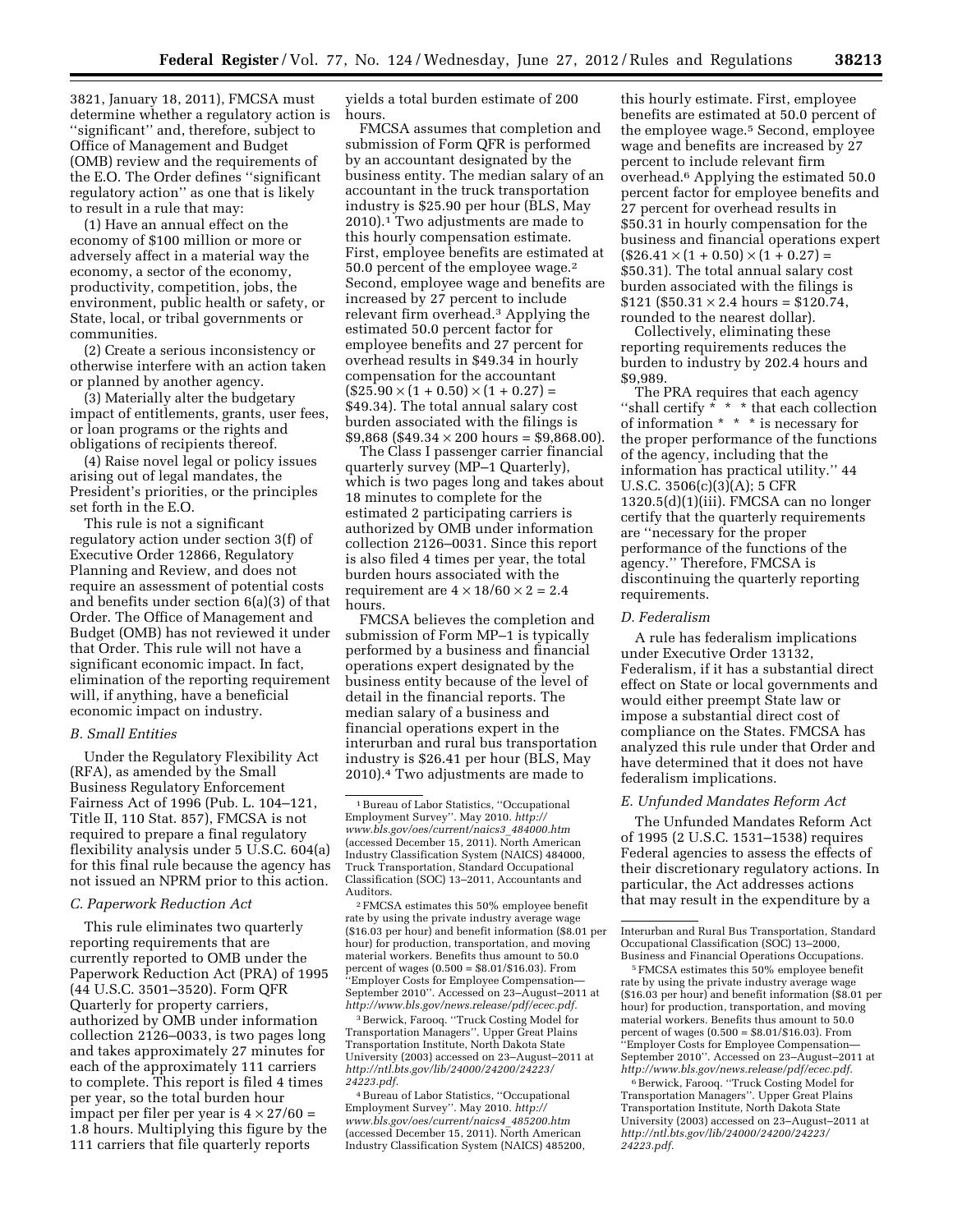3821, January 18, 2011), FMCSA must determine whether a regulatory action is "significant" and, therefore, subject to Office of Management and Budget (OMB) review and the requirements of the E.O. The Order defines "significant regulatory action" as one that is likely to result in a rule that may:

(1) Have an annual effect on the economy of $100 million or more or adversely affect in a material way the economy, a sector of the economy, productivity, competition, jobs, the environment, public health or safety, or State, local, or tribal governments or communities.

(2) Create a serious inconsistency or otherwise interfere with an action taken or planned by another agency.

(3) Materially alter the budgetary impact of entitlements, grants, user fees, or loan programs or the rights and obligations of recipients thereof.

(4) Raise novel legal or policy issues arising out of legal mandates, the President's priorities, or the principles set forth in the E.O.

This rule is not a significant regulatory action under section 3(f) of Executive Order 12866, Regulatory Planning and Review, and does not require an assessment of potential costs and benefits under section 6(a)(3) of that Order. The Office of Management and Budget (OMB) has not reviewed it under that Order. This rule will not have a significant economic impact. In fact, elimination of the reporting requirement will, if anything, have a beneficial economic impact on industry.

### *B. Small Entities*

Under the Regulatory Flexibility Act (RFA), as amended by the Small Business Regulatory Enforcement Fairness Act of 1996 (Pub. L. 104–121, Title II, 110 Stat. 857), FMCSA is not required to prepare a final regulatory flexibility analysis under 5 U.S.C. 604(a) for this final rule because the agency has not issued an NPRM prior to this action.

### *C. Paperwork Reduction Act*

This rule eliminates two quarterly reporting requirements that are currently reported to OMB under the Paperwork Reduction Act (PRA) of 1995 (44 U.S.C. 3501–3520). Form QFR Quarterly for property carriers, authorized by OMB under information collection 2126–0033, is two pages long and takes approximately 27 minutes for each of the approximately 111 carriers to complete. This report is filed 4 times per year, so the total burden hour impact per filer per year is $4 \times 27/60 = 1.8$ hours. Multiplying this figure by the 111 carriers that file quarterly reports yields a total burden estimate of 200 hours.

FMCSA assumes that completion and submission of Form QFR is performed by an accountant designated by the business entity. The median salary of an accountant in the truck transportation industry is $25.90 per hour (BLS, May 2010).[1] Two adjustments are made to this hourly compensation estimate. First, employee benefits are estimated at 50.0 percent of the employee wage.[2] Second, employee wage and benefits are increased by 27 percent to include relevant firm overhead.[3] Applying the estimated 50.0 percent factor for employee benefits and 27 percent for overhead results in $49.34 in hourly compensation for the accountant ($\$25.90 \times (1 + 0.50) \times (1 + 0.27) = \$49.34$). The total annual salary cost burden associated with the filings is $9,868 ($\$49.34 \times 200$ hours = $9,868.00).

The Class I passenger carrier financial quarterly survey (MP–1 Quarterly), which is two pages long and takes about 18 minutes to complete for the estimated 2 participating carriers is authorized by OMB under information collection 2126–0031. Since this report is also filed 4 times per year, the total burden hours associated with the requirement are $4 \times 18/60 \times 2 = 2.4$ hours.

FMCSA believes the completion and submission of Form MP–1 is typically performed by a business and financial operations expert designated by the business entity because of the level of detail in the financial reports. The median salary of a business and financial operations expert in the interurban and rural bus transportation industry is $26.41 per hour (BLS, May 2010).[4] Two adjustments are made to this hourly estimate. First, employee benefits are estimated at 50.0 percent of the employee wage.[5] Second, employee wage and benefits are increased by 27 percent to include relevant firm overhead.[6] Applying the estimated 50.0 percent factor for employee benefits and 27 percent for overhead results in $50.31 in hourly compensation for the business and financial operations expert ($\$26.41 \times (1 + 0.50) \times (1 + 0.27) = \$50.31$). The total annual salary cost burden associated with the filings is $121 ($\$50.31 \times 2.4$ hours = $120.74, rounded to the nearest dollar).

Collectively, eliminating these reporting requirements reduces the burden to industry by 202.4 hours and $9,989.

The PRA requires that each agency "shall certify * * * that each collection of information * * * is necessary for the proper performance of the functions of the agency, including that the information has practical utility." 44 U.S.C. 3506(c)(3)(A); 5 CFR 1320.5(d)(1)(iii). FMCSA can no longer certify that the quarterly requirements are "necessary for the proper performance of the functions of the agency." Therefore, FMCSA is discontinuing the quarterly reporting requirements.

### *D. Federalism*

A rule has federalism implications under Executive Order 13132, Federalism, if it has a substantial direct effect on State or local governments and would either preempt State law or impose a substantial direct cost of compliance on the States. FMCSA has analyzed this rule under that Order and have determined that it does not have federalism implications.

### *E. Unfunded Mandates Reform Act*

The Unfunded Mandates Reform Act of 1995 (2 U.S.C. 1531–1538) requires Federal agencies to assess the effects of their discretionary regulatory actions. In particular, the Act addresses actions that may result in the expenditure by a

---

[1] Bureau of Labor Statistics, "Occupational Employment Survey". May 2010. *http://www.bls.gov/oes/current/naics3_484000.htm* (accessed December 15, 2011). North American Industry Classification System (NAICS) 484000, Truck Transportation, Standard Occupational Classification (SOC) 13–2011, Accountants and Auditors.

[2] FMCSA estimates this 50% employee benefit rate by using the private industry average wage ($16.03 per hour) and benefit information ($8.01 per hour) for production, transportation, and moving material workers. Benefits thus amount to 50.0 percent of wages (0.500 = $8.01/$16.03). From "Employer Costs for Employee Compensation—September 2010". Accessed on 23–August–2011 at *http://www.bls.gov/news.release/pdf/ecec.pdf.*

[3] Berwick, Farooq. "Truck Costing Model for Transportation Managers". Upper Great Plains Transportation Institute, North Dakota State University (2003) accessed on 23–August–2011 at *http://ntl.bts.gov/lib/24000/24200/24223/24223.pdf.*

[4] Bureau of Labor Statistics, "Occupational Employment Survey". May 2010. *http://www.bls.gov/oes/current/naics4_485200.htm* (accessed December 15, 2011). North American Industry Classification System (NAICS) 485200, Interurban and Rural Bus Transportation, Standard Occupational Classification (SOC) 13–2000, Business and Financial Operations Occupations.

[5] FMCSA estimates this 50% employee benefit rate by using the private industry average wage ($16.03 per hour) and benefit information ($8.01 per hour) for production, transportation, and moving material workers. Benefits thus amount to 50.0 percent of wages (0.500 = $8.01/$16.03). From "Employer Costs for Employee Compensation—September 2010". Accessed on 23–August–2011 at *http://www.bls.gov/news.release/pdf/ecec.pdf.*

[6] Berwick, Farooq. "Truck Costing Model for Transportation Managers". Upper Great Plains Transportation Institute, North Dakota State University (2003) accessed on 23–August–2011 at *http://ntl.bts.gov/lib/24000/24200/24223/24223.pdf.*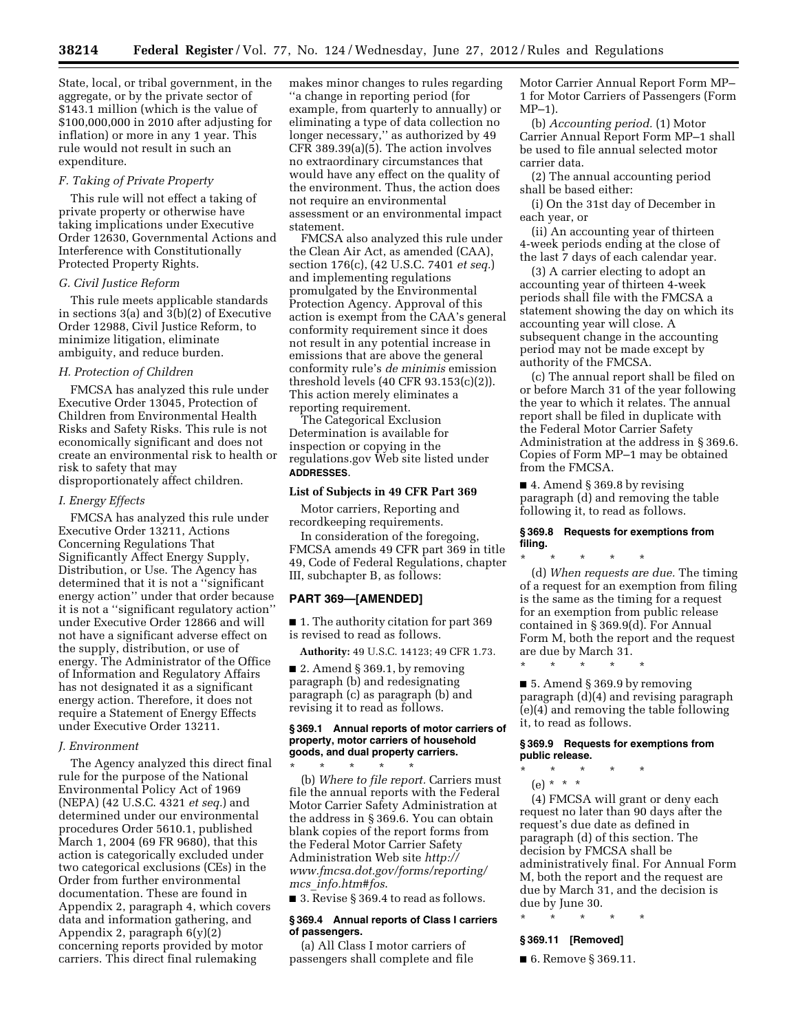State, local, or tribal government, in the aggregate, or by the private sector of $143.1 million (which is the value of $100,000,000 in 2010 after adjusting for inflation) or more in any 1 year. This rule would not result in such an expenditure.

### F. Taking of Private Property

This rule will not effect a taking of private property or otherwise have taking implications under Executive Order 12630, Governmental Actions and Interference with Constitutionally Protected Property Rights.

### G. Civil Justice Reform

This rule meets applicable standards in sections 3(a) and 3(b)(2) of Executive Order 12988, Civil Justice Reform, to minimize litigation, eliminate ambiguity, and reduce burden.

### H. Protection of Children

FMCSA has analyzed this rule under Executive Order 13045, Protection of Children from Environmental Health Risks and Safety Risks. This rule is not economically significant and does not create an environmental risk to health or risk to safety that may disproportionately affect children.

### I. Energy Effects

FMCSA has analyzed this rule under Executive Order 13211, Actions Concerning Regulations That Significantly Affect Energy Supply, Distribution, or Use. The Agency has determined that it is not a ''significant energy action'' under that order because it is not a ''significant regulatory action'' under Executive Order 12866 and will not have a significant adverse effect on the supply, distribution, or use of energy. The Administrator of the Office of Information and Regulatory Affairs has not designated it as a significant energy action. Therefore, it does not require a Statement of Energy Effects under Executive Order 13211.

### J. Environment

The Agency analyzed this direct final rule for the purpose of the National Environmental Policy Act of 1969 (NEPA) (42 U.S.C. 4321 *et seq.*) and determined under our environmental procedures Order 5610.1, published March 1, 2004 (69 FR 9680), that this action is categorically excluded under two categorical exclusions (CEs) in the Order from further environmental documentation. These are found in Appendix 2, paragraph 4, which covers data and information gathering, and Appendix 2, paragraph 6(y)(2) concerning reports provided by motor carriers. This direct final rulemaking makes minor changes to rules regarding ''a change in reporting period (for example, from quarterly to annually) or eliminating a type of data collection no longer necessary,'' as authorized by 49 CFR 389.39(a)(5). The action involves no extraordinary circumstances that would have any effect on the quality of the environment. Thus, the action does not require an environmental assessment or an environmental impact statement.

FMCSA also analyzed this rule under the Clean Air Act, as amended (CAA), section 176(c), (42 U.S.C. 7401 *et seq.*) and implementing regulations promulgated by the Environmental Protection Agency. Approval of this action is exempt from the CAA's general conformity requirement since it does not result in any potential increase in emissions that are above the general conformity rule's *de minimis* emission threshold levels (40 CFR 93.153(c)(2)). This action merely eliminates a reporting requirement.

The Categorical Exclusion Determination is available for inspection or copying in the regulations.gov Web site listed under **ADDRESSES**.

**List of Subjects in 49 CFR Part 369**

Motor carriers, Reporting and recordkeeping requirements.

In consideration of the foregoing, FMCSA amends 49 CFR part 369 in title 49, Code of Federal Regulations, chapter III, subchapter B, as follows:

**PART 369—[AMENDED]**

■ 1. The authority citation for part 369 is revised to read as follows.

**Authority:** 49 U.S.C. 14123; 49 CFR 1.73.

■ 2. Amend § 369.1, by removing paragraph (b) and redesignating paragraph (c) as paragraph (b) and revising it to read as follows.

**§ 369.1 Annual reports of motor carriers of property, motor carriers of household goods, and dual property carriers.**

\* \* \* \* \*

(b) *Where to file report.* Carriers must file the annual reports with the Federal Motor Carrier Safety Administration at the address in § 369.6. You can obtain blank copies of the report forms from the Federal Motor Carrier Safety Administration Web site *http://www.fmcsa.dot.gov/forms/reporting/mcs_info.htm#fos*.

■ 3. Revise § 369.4 to read as follows.

**§ 369.4 Annual reports of Class I carriers of passengers.**

(a) All Class I motor carriers of passengers shall complete and file Motor Carrier Annual Report Form MP–1 for Motor Carriers of Passengers (Form MP–1).

(b) *Accounting period.* (1) Motor Carrier Annual Report Form MP–1 shall be used to file annual selected motor carrier data.

(2) The annual accounting period shall be based either:

(i) On the 31st day of December in each year, or

(ii) An accounting year of thirteen 4-week periods ending at the close of the last 7 days of each calendar year.

(3) A carrier electing to adopt an accounting year of thirteen 4-week periods shall file with the FMCSA a statement showing the day on which its accounting year will close. A subsequent change in the accounting period may not be made except by authority of the FMCSA.

(c) The annual report shall be filed on or before March 31 of the year following the year to which it relates. The annual report shall be filed in duplicate with the Federal Motor Carrier Safety Administration at the address in § 369.6. Copies of Form MP–1 may be obtained from the FMCSA.

■ 4. Amend § 369.8 by revising paragraph (d) and removing the table following it, to read as follows.

**§ 369.8 Requests for exemptions from filing.**

\* \* \* \* \*

(d) *When requests are due.* The timing of a request for an exemption from filing is the same as the timing for a request for an exemption from public release contained in § 369.9(d). For Annual Form M, both the report and the request are due by March 31.

\* \* \* \* \*

■ 5. Amend § 369.9 by removing paragraph (d)(4) and revising paragraph (e)(4) and removing the table following it, to read as follows.

**§ 369.9 Requests for exemptions from public release.**

\* \* \* \* \*

(e) \* \* \*

(4) FMCSA will grant or deny each request no later than 90 days after the request's due date as defined in paragraph (d) of this section. The decision by FMCSA shall be administratively final. For Annual Form M, both the report and the request are due by March 31, and the decision is due by June 30.

\* \* \* \* \*

**§ 369.11 [Removed]**

■ 6. Remove § 369.11.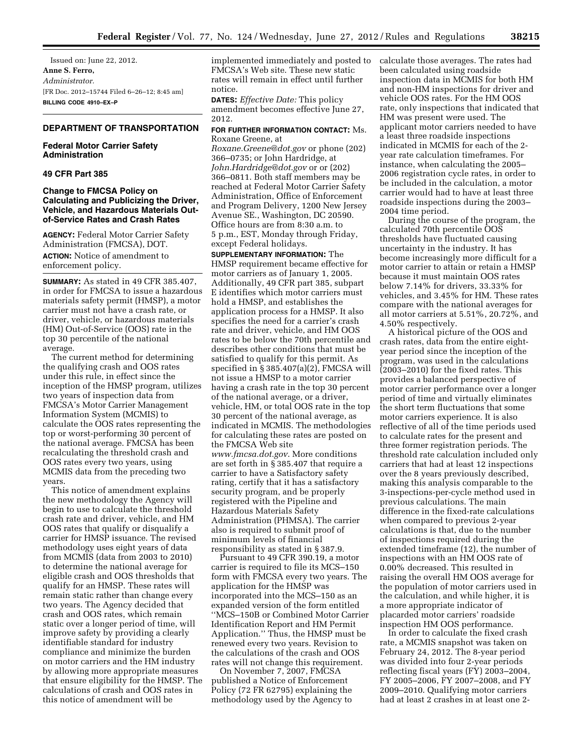Issued on: June 22, 2012.

**Anne S. Ferro,**

*Administrator.*

[FR Doc. 2012–15744 Filed 6–26–12; 8:45 am]

**BILLING CODE 4910–EX–P**

## DEPARTMENT OF TRANSPORTATION

## Federal Motor Carrier Safety Administration

## 49 CFR Part 385

## Change to FMCSA Policy on Calculating and Publicizing the Driver, Vehicle, and Hazardous Materials Out-of-Service Rates and Crash Rates

**AGENCY:** Federal Motor Carrier Safety Administration (FMCSA), DOT.

**ACTION:** Notice of amendment to enforcement policy.

**SUMMARY:** As stated in 49 CFR 385.407, in order for FMCSA to issue a hazardous materials safety permit (HMSP), a motor carrier must not have a crash rate, or driver, vehicle, or hazardous materials (HM) Out-of-Service (OOS) rate in the top 30 percentile of the national average.

The current method for determining the qualifying crash and OOS rates under this rule, in effect since the inception of the HMSP program, utilizes two years of inspection data from FMCSA's Motor Carrier Management Information System (MCMIS) to calculate the OOS rates representing the top or worst-performing 30 percent of the national average. FMCSA has been recalculating the threshold crash and OOS rates every two years, using MCMIS data from the preceding two years.

This notice of amendment explains the new methodology the Agency will begin to use to calculate the threshold crash rate and driver, vehicle, and HM OOS rates that qualify or disqualify a carrier for HMSP issuance. The revised methodology uses eight years of data from MCMIS (data from 2003 to 2010) to determine the national average for eligible crash and OOS thresholds that qualify for an HMSP. These rates will remain static rather than change every two years. The Agency decided that crash and OOS rates, which remain static over a longer period of time, will improve safety by providing a clearly identifiable standard for industry compliance and minimize the burden on motor carriers and the HM industry by allowing more appropriate measures that ensure eligibility for the HMSP. The calculations of crash and OOS rates in this notice of amendment will be implemented immediately and posted to FMCSA's Web site. These new static rates will remain in effect until further notice.

**DATES:** *Effective Date:* This policy amendment becomes effective June 27, 2012.

**FOR FURTHER INFORMATION CONTACT:** Ms. Roxane Greene, at *Roxane.Greene@dot.gov* or phone (202) 366–0735; or John Hardridge, at *John.Hardridge@dot.gov* or or (202) 366–0811. Both staff members may be reached at Federal Motor Carrier Safety Administration, Office of Enforcement and Program Delivery, 1200 New Jersey Avenue SE., Washington, DC 20590. Office hours are from 8:30 a.m. to 5 p.m., EST, Monday through Friday, except Federal holidays.

**SUPPLEMENTARY INFORMATION:** The HMSP requirement became effective for motor carriers as of January 1, 2005. Additionally, 49 CFR part 385, subpart E identifies which motor carriers must hold a HMSP, and establishes the application process for a HMSP. It also specifies the need for a carrier's crash rate and driver, vehicle, and HM OOS rates to be below the 70th percentile and describes other conditions that must be satisfied to qualify for this permit. As specified in § 385.407(a)(2), FMCSA will not issue a HMSP to a motor carrier having a crash rate in the top 30 percent of the national average, or a driver, vehicle, HM, or total OOS rate in the top 30 percent of the national average, as indicated in MCMIS. The methodologies for calculating these rates are posted on the FMCSA Web site *www.fmcsa.dot.gov*. More conditions are set forth in § 385.407 that require a carrier to have a Satisfactory safety rating, certify that it has a satisfactory security program, and be properly registered with the Pipeline and Hazardous Materials Safety Administration (PHMSA). The carrier also is required to submit proof of minimum levels of financial responsibility as stated in § 387.9.

Pursuant to 49 CFR 390.19, a motor carrier is required to file its MCS–150 form with FMCSA every two years. The application for the HMSP was incorporated into the MCS–150 as an expanded version of the form entitled "MCS–150B or Combined Motor Carrier Identification Report and HM Permit Application." Thus, the HMSP must be renewed every two years. Revision to the calculations of the crash and OOS rates will not change this requirement.

On November 7, 2007, FMCSA published a Notice of Enforcement Policy (72 FR 62795) explaining the methodology used by the Agency to calculate those averages. The rates had been calculated using roadside inspection data in MCMIS for both HM and non-HM inspections for driver and vehicle OOS rates. For the HM OOS rate, only inspections that indicated that HM was present were used. The applicant motor carriers needed to have a least three roadside inspections indicated in MCMIS for each of the 2-year rate calculation timeframes. For instance, when calculating the 2005–2006 registration cycle rates, in order to be included in the calculation, a motor carrier would had to have at least three roadside inspections during the 2003–2004 time period.

During the course of the program, the calculated 70th percentile OOS thresholds have fluctuated causing uncertainty in the industry. It has become increasingly more difficult for a motor carrier to attain or retain a HMSP because it must maintain OOS rates below 7.14% for drivers, 33.33% for vehicles, and 3.45% for HM. These rates compare with the national averages for all motor carriers at 5.51%, 20.72%, and 4.50% respectively.

A historical picture of the OOS and crash rates, data from the entire eight-year period since the inception of the program, was used in the calculations (2003–2010) for the fixed rates. This provides a balanced perspective of motor carrier performance over a longer period of time and virtually eliminates the short term fluctuations that some motor carriers experience. It is also reflective of all of the time periods used to calculate rates for the present and three former registration periods. The threshold rate calculation included only carriers that had at least 12 inspections over the 8 years previously described, making this analysis comparable to the 3-inspections-per-cycle method used in previous calculations. The main difference in the fixed-rate calculations when compared to previous 2-year calculations is that, due to the number of inspections required during the extended timeframe (12), the number of inspections with an HM OOS rate of 0.00% decreased. This resulted in raising the overall HM OOS average for the population of motor carriers used in the calculation, and while higher, it is a more appropriate indicator of placarded motor carriers' roadside inspection HM OOS performance.

In order to calculate the fixed crash rate, a MCMIS snapshot was taken on February 24, 2012. The 8-year period was divided into four 2-year periods reflecting fiscal years (FY) 2003–2004, FY 2005–2006, FY 2007–2008, and FY 2009–2010. Qualifying motor carriers had at least 2 crashes in at least one 2-